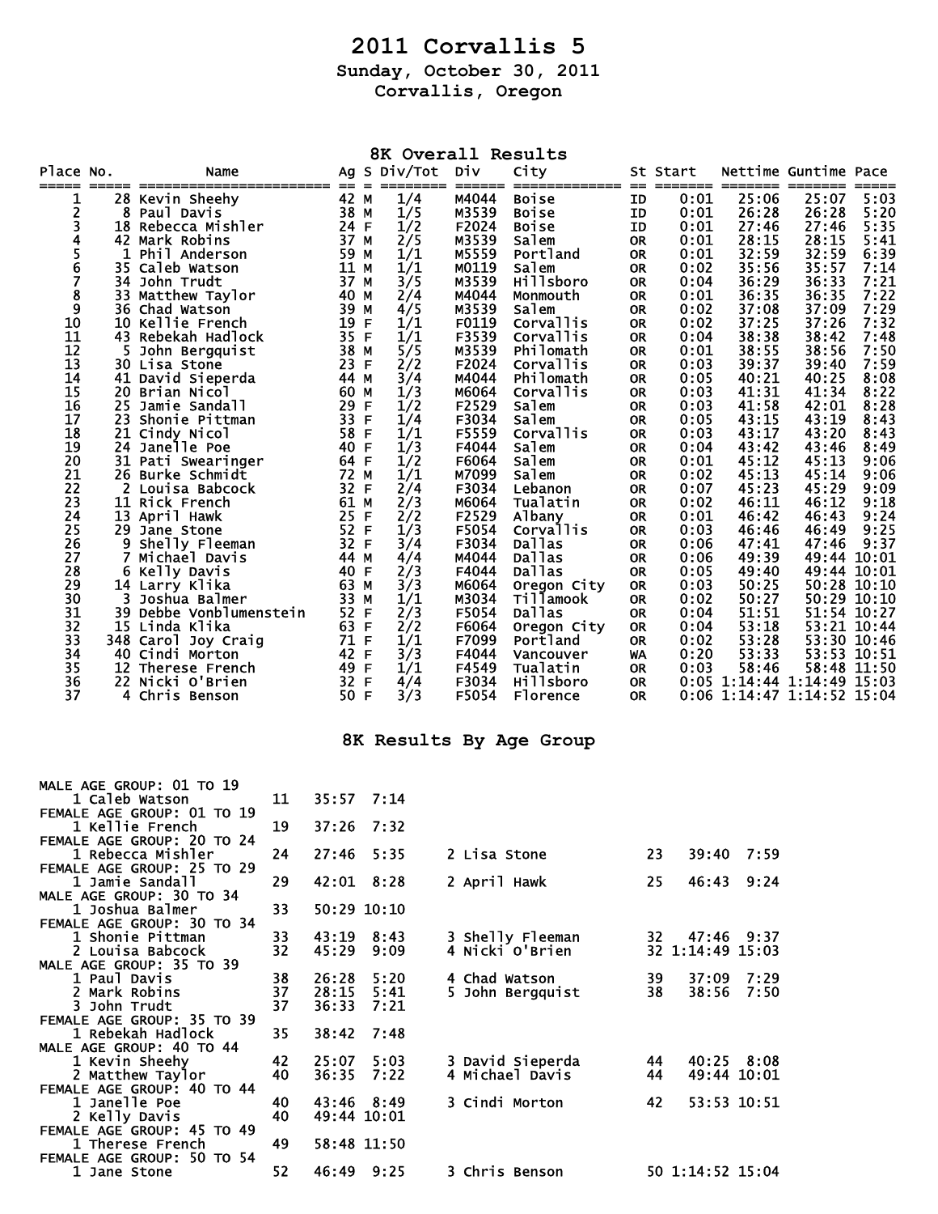# 2011 Corvallis 5

### Sunday, October 30, 2011
### Corvallis, Oregon

## 8K Overall Results

| Place | No. | Name | Ag | S | Div/Tot | Div | City | St | Start | Nettime | Guntime | Pace |
|---|---|---|---|---|---|---|---|---|---|---|---|---|
| 1 | 28 | Kevin Sheehy | 42 | M | 1/4 | M4044 | Boise | ID | 0:01 | 25:06 | 25:07 | 5:03 |
| 2 | 8 | Paul Davis | 38 | M | 1/5 | M3539 | Boise | ID | 0:01 | 26:28 | 26:28 | 5:20 |
| 3 | 18 | Rebecca Mishler | 24 | F | 1/2 | F2024 | Boise | ID | 0:01 | 27:46 | 27:46 | 5:35 |
| 4 | 42 | Mark Robins | 37 | M | 2/5 | M3539 | Salem | OR | 0:01 | 28:15 | 28:15 | 5:41 |
| 5 | 1 | Phil Anderson | 59 | M | 1/1 | M5559 | Portland | OR | 0:01 | 32:59 | 32:59 | 6:39 |
| 6 | 35 | Caleb Watson | 11 | M | 1/1 | M0119 | Salem | OR | 0:02 | 35:56 | 35:57 | 7:14 |
| 7 | 34 | John Trudt | 37 | M | 3/5 | M3539 | Hillsboro | OR | 0:04 | 36:29 | 36:33 | 7:21 |
| 8 | 33 | Matthew Taylor | 40 | M | 2/4 | M4044 | Monmouth | OR | 0:01 | 36:35 | 36:35 | 7:22 |
| 9 | 36 | Chad Watson | 39 | M | 4/5 | M3539 | Salem | OR | 0:02 | 37:08 | 37:09 | 7:29 |
| 10 | 10 | Kellie French | 19 | F | 1/1 | F0119 | Corvallis | OR | 0:02 | 37:25 | 37:26 | 7:32 |
| 11 | 43 | Rebekah Hadlock | 35 | F | 1/1 | F3539 | Corvallis | OR | 0:04 | 38:38 | 38:42 | 7:48 |
| 12 | 5 | John Bergquist | 38 | M | 5/5 | M3539 | Philomath | OR | 0:01 | 38:55 | 38:56 | 7:50 |
| 13 | 30 | Lisa Stone | 23 | F | 2/2 | F2024 | Corvallis | OR | 0:03 | 39:37 | 39:40 | 7:59 |
| 14 | 41 | David Sieperda | 44 | M | 3/4 | M4044 | Philomath | OR | 0:05 | 40:21 | 40:25 | 8:08 |
| 15 | 20 | Brian Nicol | 60 | M | 1/3 | M6064 | Corvallis | OR | 0:03 | 41:31 | 41:34 | 8:22 |
| 16 | 25 | Jamie Sandall | 29 | F | 1/2 | F2529 | Salem | OR | 0:03 | 41:58 | 42:01 | 8:28 |
| 17 | 23 | Shonie Pittman | 33 | F | 1/4 | F3034 | Salem | OR | 0:05 | 43:15 | 43:19 | 8:43 |
| 18 | 21 | Cindy Nicol | 58 | F | 1/1 | F5559 | Corvallis | OR | 0:03 | 43:17 | 43:20 | 8:43 |
| 19 | 24 | Janelle Poe | 40 | F | 1/3 | F4044 | Salem | OR | 0:04 | 43:42 | 43:46 | 8:49 |
| 20 | 31 | Pati Swearinger | 64 | F | 1/2 | F6064 | Salem | OR | 0:01 | 45:12 | 45:13 | 9:06 |
| 21 | 26 | Burke Schmidt | 72 | M | 1/1 | M7099 | Salem | OR | 0:02 | 45:13 | 45:14 | 9:06 |
| 22 | 2 | Louisa Babcock | 32 | F | 2/4 | F3034 | Lebanon | OR | 0:07 | 45:23 | 45:29 | 9:09 |
| 23 | 11 | Rick French | 61 | M | 2/3 | M6064 | Tualatin | OR | 0:02 | 46:11 | 46:12 | 9:18 |
| 24 | 13 | April Hawk | 25 | F | 2/2 | F2529 | Albany | OR | 0:01 | 46:42 | 46:43 | 9:24 |
| 25 | 29 | Jane Stone | 52 | F | 1/3 | F5054 | Corvallis | OR | 0:03 | 46:46 | 46:49 | 9:25 |
| 26 | 9 | Shelly Fleeman | 32 | F | 3/4 | F3034 | Dallas | OR | 0:06 | 47:41 | 47:46 | 9:37 |
| 27 | 7 | Michael Davis | 44 | M | 4/4 | M4044 | Dallas | OR | 0:06 | 49:39 | 49:44 | 10:01 |
| 28 | 6 | Kelly Davis | 40 | F | 2/3 | F4044 | Dallas | OR | 0:05 | 49:40 | 49:44 | 10:01 |
| 29 | 14 | Larry Klika | 63 | M | 3/3 | M6064 | Oregon City | OR | 0:03 | 50:25 | 50:28 | 10:10 |
| 30 | 3 | Joshua Balmer | 33 | M | 1/1 | M3034 | Tillamook | OR | 0:02 | 50:27 | 50:29 | 10:10 |
| 31 | 39 | Debbe Vonblumenstein | 52 | F | 2/3 | F5054 | Dallas | OR | 0:04 | 51:51 | 51:54 | 10:27 |
| 32 | 15 | Linda Klika | 63 | F | 2/2 | F6064 | Oregon City | OR | 0:04 | 53:18 | 53:21 | 10:44 |
| 33 | 348 | Carol Joy Craig | 71 | F | 1/1 | F7099 | Portland | OR | 0:02 | 53:28 | 53:30 | 10:46 |
| 34 | 40 | Cindi Morton | 42 | F | 3/3 | F4044 | Vancouver | WA | 0:20 | 53:33 | 53:53 | 10:51 |
| 35 | 12 | Therese French | 49 | F | 1/1 | F4549 | Tualatin | OR | 0:03 | 58:46 | 58:48 | 11:50 |
| 36 | 22 | Nicki O'Brien | 32 | F | 4/4 | F3034 | Hillsboro | OR | 0:05 | 1:14:44 | 1:14:49 | 15:03 |
| 37 | 4 | Chris Benson | 50 | F | 3/3 | F5054 | Florence | OR | 0:06 | 1:14:47 | 1:14:52 | 15:04 |

## 8K Results By Age Group

**MALE AGE GROUP: 01 TO 19**

| Place | Name | Age | Time | Pace |
|---|---|---|---|---|
| 1 | Caleb Watson | 11 | 35:57 | 7:14 |

**FEMALE AGE GROUP: 01 TO 19**

| Place | Name | Age | Time | Pace |
|---|---|---|---|---|
| 1 | Kellie French | 19 | 37:26 | 7:32 |

**FEMALE AGE GROUP: 20 TO 24**

| Place | Name | Age | Time | Pace |
|---|---|---|---|---|
| 1 | Rebecca Mishler | 24 | 27:46 | 5:35 |
| 2 | Lisa Stone | 23 | 39:40 | 7:59 |

**FEMALE AGE GROUP: 25 TO 29**

| Place | Name | Age | Time | Pace |
|---|---|---|---|---|
| 1 | Jamie Sandall | 29 | 42:01 | 8:28 |
| 2 | April Hawk | 25 | 46:43 | 9:24 |

**MALE AGE GROUP: 30 TO 34**

| Place | Name | Age | Time | Pace |
|---|---|---|---|---|
| 1 | Joshua Balmer | 33 | 50:29 | 10:10 |

**FEMALE AGE GROUP: 30 TO 34**

| Place | Name | Age | Time | Pace |
|---|---|---|---|---|
| 1 | Shonie Pittman | 33 | 43:19 | 8:43 |
| 2 | Louisa Babcock | 32 | 45:29 | 9:09 |
| 3 | Shelly Fleeman | 32 | 47:46 | 9:37 |
| 4 | Nicki O'Brien | 32 | 1:14:49 | 15:03 |

**MALE AGE GROUP: 35 TO 39**

| Place | Name | Age | Time | Pace |
|---|---|---|---|---|
| 1 | Paul Davis | 38 | 26:28 | 5:20 |
| 2 | Mark Robins | 37 | 28:15 | 5:41 |
| 3 | John Trudt | 37 | 36:33 | 7:21 |
| 4 | Chad Watson | 39 | 37:09 | 7:29 |
| 5 | John Bergquist | 38 | 38:56 | 7:50 |

**FEMALE AGE GROUP: 35 TO 39**

| Place | Name | Age | Time | Pace |
|---|---|---|---|---|
| 1 | Rebekah Hadlock | 35 | 38:42 | 7:48 |

**MALE AGE GROUP: 40 TO 44**

| Place | Name | Age | Time | Pace |
|---|---|---|---|---|
| 1 | Kevin Sheehy | 42 | 25:07 | 5:03 |
| 2 | Matthew Taylor | 40 | 36:35 | 7:22 |
| 3 | David Sieperda | 44 | 40:25 | 8:08 |
| 4 | Michael Davis | 44 | 49:44 | 10:01 |

**FEMALE AGE GROUP: 40 TO 44**

| Place | Name | Age | Time | Pace |
|---|---|---|---|---|
| 1 | Janelle Poe | 40 | 43:46 | 8:49 |
| 2 | Kelly Davis | 40 | 49:44 | 10:01 |
| 3 | Cindi Morton | 42 | 53:53 | 10:51 |

**FEMALE AGE GROUP: 45 TO 49**

| Place | Name | Age | Time | Pace |
|---|---|---|---|---|
| 1 | Therese French | 49 | 58:48 | 11:50 |

**FEMALE AGE GROUP: 50 TO 54**

| Place | Name | Age | Time | Pace |
|---|---|---|---|---|
| 1 | Jane Stone | 52 | 46:49 | 9:25 |
| 3 | Chris Benson | 50 | 1:14:52 | 15:04 |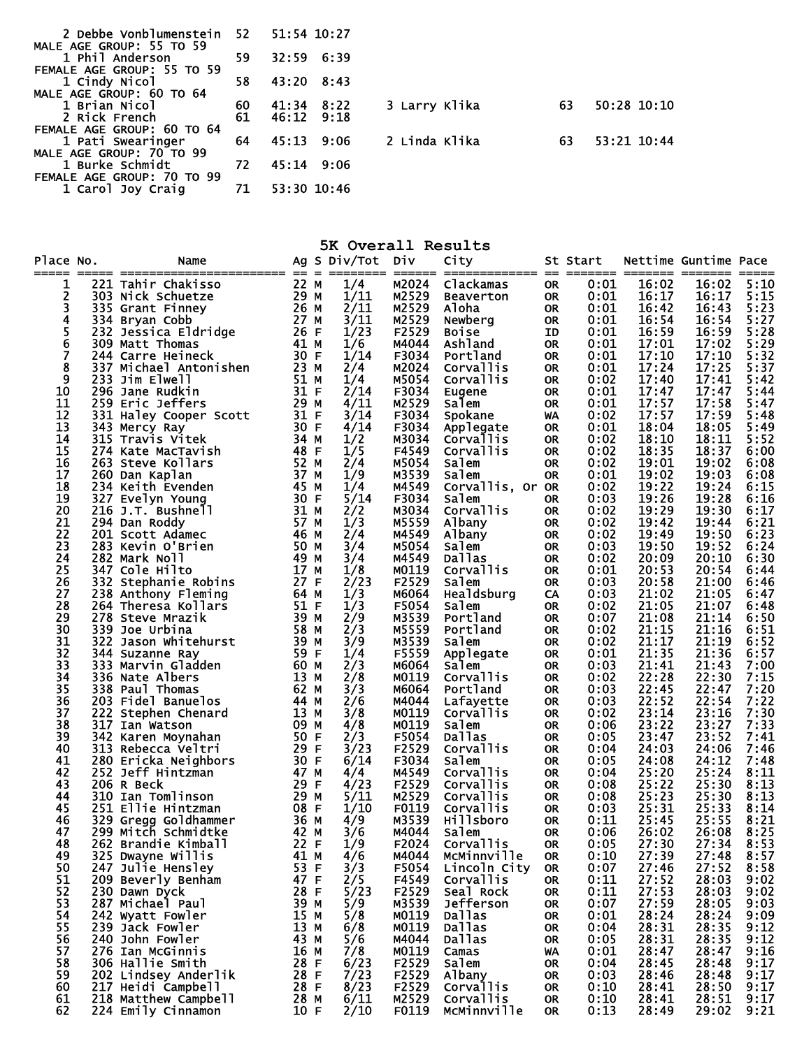2 Debbe Vonblumenstein 52 51:54 10:27

MALE AGE GROUP: 55 TO 59

1 Phil Anderson 59 32:59 6:39

FEMALE AGE GROUP: 55 TO 59

1 Cindy Nicol 58 43:20 8:43

MALE AGE GROUP: 60 TO 64

1 Brian Nicol 60 41:34 8:22
2 Rick French 61 46:12 9:18
3 Larry Klika 63 50:28 10:10

FEMALE AGE GROUP: 60 TO 64

1 Pati Swearinger 64 45:13 9:06
2 Linda Klika 63 53:21 10:44

MALE AGE GROUP: 70 TO 99

1 Burke Schmidt 72 45:14 9:06

FEMALE AGE GROUP: 70 TO 99

1 Carol Joy Craig 71 53:30 10:46

## 5K Overall Results

| Place | No. | Name | Ag | S | Div/Tot | Div | City | St | Start | Nettime | Guntime | Pace |
|---|---|---|---|---|---|---|---|---|---|---|---|---|
| 1 | 221 | Tahir Chakisso | 22 | M | 1/4 | M2024 | Clackamas | OR | 0:01 | 16:02 | 16:02 | 5:10 |
| 2 | 303 | Nick Schuetze | 29 | M | 1/11 | M2529 | Beaverton | OR | 0:01 | 16:17 | 16:17 | 5:15 |
| 3 | 335 | Grant Finney | 26 | M | 2/11 | M2529 | Aloha | OR | 0:01 | 16:42 | 16:43 | 5:23 |
| 4 | 334 | Bryan Cobb | 27 | M | 3/11 | M2529 | Newberg | OR | 0:01 | 16:54 | 16:54 | 5:27 |
| 5 | 232 | Jessica Eldridge | 26 | F | 1/23 | F2529 | Boise | ID | 0:01 | 16:59 | 16:59 | 5:28 |
| 6 | 309 | Matt Thomas | 41 | M | 1/6 | M4044 | Ashland | OR | 0:01 | 17:01 | 17:02 | 5:29 |
| 7 | 244 | Carre Heineck | 30 | F | 1/14 | F3034 | Portland | OR | 0:01 | 17:10 | 17:10 | 5:32 |
| 8 | 337 | Michael Antonishen | 23 | M | 2/4 | M2024 | Corvallis | OR | 0:01 | 17:24 | 17:25 | 5:37 |
| 9 | 233 | Jim Elwell | 51 | M | 1/4 | M5054 | Corvallis | OR | 0:02 | 17:40 | 17:41 | 5:42 |
| 10 | 296 | Jane Rudkin | 31 | F | 2/14 | F3034 | Eugene | OR | 0:01 | 17:47 | 17:47 | 5:44 |
| 11 | 259 | Eric Jeffers | 29 | M | 4/11 | M2529 | Salem | OR | 0:01 | 17:57 | 17:58 | 5:47 |
| 12 | 331 | Haley Cooper Scott | 31 | F | 3/14 | F3034 | Spokane | WA | 0:02 | 17:57 | 17:59 | 5:48 |
| 13 | 343 | Mercy Ray | 30 | F | 4/14 | F3034 | Applegate | OR | 0:01 | 18:04 | 18:05 | 5:49 |
| 14 | 315 | Travis Vitek | 34 | M | 1/2 | M3034 | Corvallis | OR | 0:02 | 18:10 | 18:11 | 5:52 |
| 15 | 274 | Kate MacTavish | 48 | F | 1/5 | F4549 | Corvallis | OR | 0:02 | 18:35 | 18:37 | 6:00 |
| 16 | 263 | Steve Kollars | 52 | M | 2/4 | M5054 | Salem | OR | 0:02 | 19:01 | 19:02 | 6:08 |
| 17 | 260 | Dan Kaplan | 37 | M | 1/9 | M3539 | Salem | OR | 0:01 | 19:02 | 19:03 | 6:08 |
| 18 | 234 | Keith Evenden | 45 | M | 1/4 | M4549 | Corvallis, Or | OR | 0:02 | 19:22 | 19:24 | 6:15 |
| 19 | 327 | Evelyn Young | 30 | F | 5/14 | F3034 | Salem | OR | 0:03 | 19:26 | 19:28 | 6:16 |
| 20 | 216 | J.T. Bushnell | 31 | M | 2/2 | M3034 | Corvallis | OR | 0:02 | 19:29 | 19:30 | 6:17 |
| 21 | 294 | Dan Roddy | 57 | M | 1/3 | M5559 | Albany | OR | 0:02 | 19:42 | 19:44 | 6:21 |
| 22 | 201 | Scott Adamec | 46 | M | 2/4 | M4549 | Albany | OR | 0:02 | 19:49 | 19:50 | 6:23 |
| 23 | 283 | Kevin O'Brien | 50 | M | 3/4 | M5054 | Salem | OR | 0:03 | 19:50 | 19:52 | 6:24 |
| 24 | 282 | Mark Noll | 49 | M | 3/4 | M4549 | Dallas | OR | 0:02 | 20:09 | 20:10 | 6:30 |
| 25 | 347 | Cole Hilto | 17 | M | 1/8 | M0119 | Corvallis | OR | 0:01 | 20:53 | 20:54 | 6:44 |
| 26 | 332 | Stephanie Robins | 27 | F | 2/23 | F2529 | Salem | OR | 0:03 | 20:58 | 21:00 | 6:46 |
| 27 | 238 | Anthony Fleming | 64 | M | 1/3 | M6064 | Healdsburg | CA | 0:03 | 21:02 | 21:05 | 6:47 |
| 28 | 264 | Theresa Kollars | 51 | F | 1/3 | F5054 | Salem | OR | 0:02 | 21:05 | 21:07 | 6:48 |
| 29 | 278 | Steve Mrazik | 39 | M | 2/9 | M3539 | Portland | OR | 0:07 | 21:08 | 21:14 | 6:50 |
| 30 | 339 | Joe Urbina | 58 | M | 2/3 | M5559 | Portland | OR | 0:02 | 21:15 | 21:16 | 6:51 |
| 31 | 322 | Jason Whitehurst | 39 | M | 3/9 | M3539 | Salem | OR | 0:02 | 21:17 | 21:19 | 6:52 |
| 32 | 344 | Suzanne Ray | 59 | F | 1/4 | F5559 | Applegate | OR | 0:01 | 21:35 | 21:36 | 6:57 |
| 33 | 333 | Marvin Gladden | 60 | M | 2/3 | M6064 | Salem | OR | 0:03 | 21:41 | 21:43 | 7:00 |
| 34 | 336 | Nate Albers | 13 | M | 2/8 | M0119 | Corvallis | OR | 0:02 | 22:28 | 22:30 | 7:15 |
| 35 | 338 | Paul Thomas | 62 | M | 3/3 | M6064 | Portland | OR | 0:03 | 22:45 | 22:47 | 7:20 |
| 36 | 203 | Fidel Banuelos | 44 | M | 2/6 | M4044 | Lafayette | OR | 0:03 | 22:52 | 22:54 | 7:22 |
| 37 | 222 | Stephen Chenard | 13 | M | 3/8 | M0119 | Corvallis | OR | 0:02 | 23:14 | 23:16 | 7:30 |
| 38 | 317 | Ian Watson | 09 | M | 4/8 | M0119 | Salem | OR | 0:06 | 23:22 | 23:27 | 7:33 |
| 39 | 342 | Karen Moynahan | 50 | F | 2/3 | F5054 | Dallas | OR | 0:05 | 23:47 | 23:52 | 7:41 |
| 40 | 313 | Rebecca Veltri | 29 | F | 3/23 | F2529 | Corvallis | OR | 0:04 | 24:03 | 24:06 | 7:46 |
| 41 | 280 | Ericka Neighbors | 30 | F | 6/14 | F3034 | Salem | OR | 0:05 | 24:08 | 24:12 | 7:48 |
| 42 | 252 | Jeff Hintzman | 47 | M | 4/4 | M4549 | Corvallis | OR | 0:04 | 25:20 | 25:24 | 8:11 |
| 43 | 206 | R Beck | 29 | F | 4/23 | F2529 | Corvallis | OR | 0:08 | 25:22 | 25:30 | 8:13 |
| 44 | 310 | Ian Tomlinson | 29 | M | 5/11 | M2529 | Corvallis | OR | 0:08 | 25:23 | 25:30 | 8:13 |
| 45 | 251 | Ellie Hintzman | 08 | F | 1/10 | F0119 | Corvallis | OR | 0:03 | 25:31 | 25:33 | 8:14 |
| 46 | 329 | Gregg Goldhammer | 36 | M | 4/9 | M3539 | Hillsboro | OR | 0:11 | 25:45 | 25:55 | 8:21 |
| 47 | 299 | Mitch Schmidtke | 42 | M | 3/6 | M4044 | Salem | OR | 0:06 | 26:02 | 26:08 | 8:25 |
| 48 | 262 | Brandie Kimball | 22 | F | 1/9 | F2024 | Corvallis | OR | 0:05 | 27:30 | 27:34 | 8:53 |
| 49 | 325 | Dwayne Willis | 41 | M | 4/6 | M4044 | McMinnville | OR | 0:10 | 27:39 | 27:48 | 8:57 |
| 50 | 247 | Julie Hensley | 53 | F | 3/3 | F5054 | Lincoln City | OR | 0:07 | 27:46 | 27:52 | 8:58 |
| 51 | 209 | Beverly Benham | 47 | F | 2/5 | F4549 | Corvallis | OR | 0:11 | 27:52 | 28:03 | 9:02 |
| 52 | 230 | Dawn Dyck | 28 | F | 5/23 | F2529 | Seal Rock | OR | 0:11 | 27:53 | 28:03 | 9:02 |
| 53 | 287 | Michael Paul | 39 | M | 5/9 | M3539 | Jefferson | OR | 0:07 | 27:59 | 28:05 | 9:03 |
| 54 | 242 | Wyatt Fowler | 15 | M | 5/8 | M0119 | Dallas | OR | 0:01 | 28:24 | 28:24 | 9:09 |
| 55 | 239 | Jack Fowler | 13 | M | 6/8 | M0119 | Dallas | OR | 0:04 | 28:31 | 28:35 | 9:12 |
| 56 | 240 | John Fowler | 43 | M | 5/6 | M4044 | Dallas | OR | 0:05 | 28:31 | 28:35 | 9:12 |
| 57 | 276 | Ian McGinnis | 16 | M | 7/8 | M0119 | Camas | WA | 0:01 | 28:47 | 28:47 | 9:16 |
| 58 | 306 | Hallie Smith | 28 | F | 6/23 | F2529 | Salem | OR | 0:04 | 28:45 | 28:48 | 9:17 |
| 59 | 202 | Lindsey Anderlik | 28 | F | 7/23 | F2529 | Albany | OR | 0:03 | 28:46 | 28:48 | 9:17 |
| 60 | 217 | Heidi Campbell | 28 | F | 8/23 | F2529 | Corvallis | OR | 0:10 | 28:41 | 28:50 | 9:17 |
| 61 | 218 | Matthew Campbell | 28 | M | 6/11 | M2529 | Corvallis | OR | 0:10 | 28:41 | 28:51 | 9:17 |
| 62 | 224 | Emily Cinnamon | 10 | F | 2/10 | F0119 | McMinnville | OR | 0:13 | 28:49 | 29:02 | 9:21 |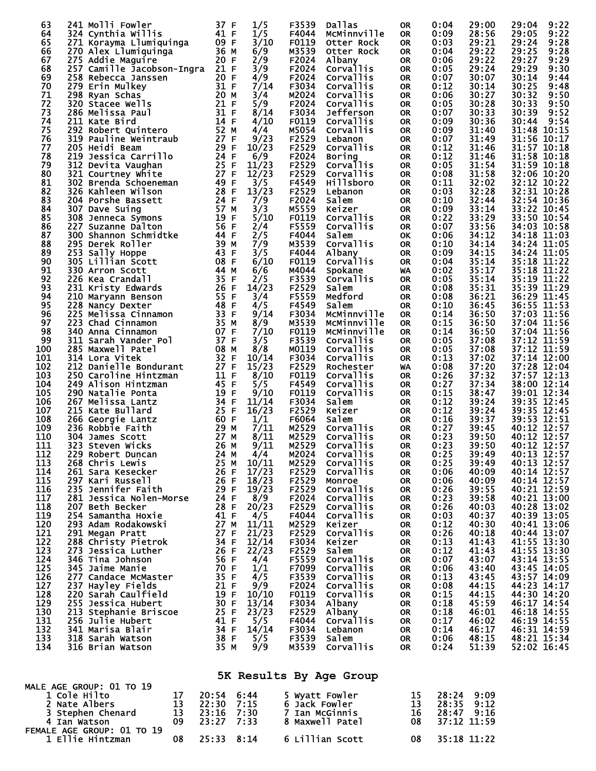| Place | Bib | Name | Age | Sex | Div Place | Division | City | State | Start | Chip Time | Gun Time | Pace |
|---|---|---|---|---|---|---|---|---|---|---|---|---|
| 63 | 241 | Molli Fowler | 37 | F | 1/5 | F3539 | Dallas | OR | 0:04 | 29:00 | 29:04 | 9:22 |
| 64 | 324 | Cynthia Willis | 41 | F | 1/5 | F4044 | McMinnville | OR | 0:09 | 28:56 | 29:05 | 9:22 |
| 65 | 271 | Korayma Llumiquinga | 09 | F | 3/10 | F0119 | Otter Rock | OR | 0:03 | 29:21 | 29:24 | 9:28 |
| 66 | 270 | Alex Llumiquinga | 36 | M | 6/9 | M3539 | Otter Rock | OR | 0:04 | 29:22 | 29:25 | 9:28 |
| 67 | 275 | Addie Maguire | 20 | F | 2/9 | F2024 | Albany | OR | 0:06 | 29:22 | 29:27 | 9:29 |
| 68 | 257 | Camille Jacobson-Ingra | 21 | F | 3/9 | F2024 | Corvallis | OR | 0:05 | 29:24 | 29:29 | 9:30 |
| 69 | 258 | Rebecca Janssen | 20 | F | 4/9 | F2024 | Corvallis | OR | 0:07 | 30:07 | 30:14 | 9:44 |
| 70 | 279 | Erin Mulkey | 31 | F | 7/14 | F3034 | Corvallis | OR | 0:12 | 30:14 | 30:25 | 9:48 |
| 71 | 298 | Ryan Schas | 20 | M | 3/4 | M2024 | Corvallis | OR | 0:06 | 30:27 | 30:32 | 9:50 |
| 72 | 320 | Stacee Wells | 21 | F | 5/9 | F2024 | Corvallis | OR | 0:05 | 30:28 | 30:33 | 9:50 |
| 73 | 286 | Melissa Paul | 31 | F | 8/14 | F3034 | Jefferson | OR | 0:07 | 30:33 | 30:39 | 9:52 |
| 74 | 211 | Kate Bird | 14 | F | 4/10 | F0119 | Corvallis | OR | 0:09 | 30:36 | 30:44 | 9:54 |
| 75 | 292 | Robert Quintero | 52 | M | 4/4 | M5054 | Corvallis | OR | 0:09 | 31:40 | 31:48 | 10:15 |
| 76 | 319 | Pauline Weintraub | 27 | F | 9/23 | F2529 | Lebanon | OR | 0:07 | 31:49 | 31:56 | 10:17 |
| 77 | 205 | Heidi Beam | 29 | F | 10/23 | F2529 | Corvallis | OR | 0:12 | 31:46 | 31:57 | 10:18 |
| 78 | 219 | Jessica Carrillo | 24 | F | 6/9 | F2024 | Boring | OR | 0:12 | 31:46 | 31:58 | 10:18 |
| 79 | 312 | Devita Vaughan | 25 | F | 11/23 | F2529 | Corvallis | OR | 0:05 | 31:54 | 31:59 | 10:18 |
| 80 | 321 | Courtney White | 27 | F | 12/23 | F2529 | Corvallis | OR | 0:08 | 31:58 | 32:06 | 10:20 |
| 81 | 302 | Brenda Schoeneman | 49 | F | 3/5 | F4549 | Hillsboro | OR | 0:11 | 32:02 | 32:12 | 10:22 |
| 82 | 326 | Kahleen Wilson | 28 | F | 13/23 | F2529 | Lebanon | OR | 0:03 | 32:28 | 32:31 | 10:28 |
| 83 | 204 | Porshe Bassett | 24 | F | 7/9 | F2024 | Salem | OR | 0:10 | 32:44 | 32:54 | 10:36 |
| 84 | 307 | Dave Suing | 57 | M | 3/3 | M5559 | Keizer | OR | 0:09 | 33:14 | 33:22 | 10:45 |
| 85 | 308 | Jenneca Symons | 19 | F | 5/10 | F0119 | Corvallis | OR | 0:22 | 33:29 | 33:50 | 10:54 |
| 86 | 227 | Suzanne Dalton | 56 | F | 2/4 | F5559 | Corvallis | OR | 0:07 | 33:56 | 34:03 | 10:58 |
| 87 | 300 | Shannon Schmidtke | 44 | F | 2/5 | F4044 | Salem | OK | 0:06 | 34:12 | 34:18 | 11:03 |
| 88 | 295 | Derek Roller | 39 | M | 7/9 | M3539 | Corvallis | OR | 0:10 | 34:14 | 34:24 | 11:05 |
| 89 | 253 | Sally Hoppe | 43 | F | 3/5 | F4044 | Albany | OR | 0:09 | 34:15 | 34:24 | 11:05 |
| 90 | 305 | Lillian Scott | 08 | F | 6/10 | F0119 | Corvallis | OR | 0:04 | 35:14 | 35:18 | 11:22 |
| 91 | 330 | Arron Scott | 44 | M | 6/6 | M4044 | Spokane | WA | 0:02 | 35:17 | 35:18 | 11:22 |
| 92 | 226 | Kea Crandall | 35 | F | 2/5 | F3539 | Corvallis | OR | 0:05 | 35:14 | 35:19 | 11:22 |
| 93 | 231 | Kristy Edwards | 26 | F | 14/23 | F2529 | Salem | OR | 0:08 | 35:31 | 35:39 | 11:29 |
| 94 | 210 | Maryann Benson | 55 | F | 3/4 | F5559 | Medford | OR | 0:08 | 36:21 | 36:29 | 11:45 |
| 95 | 228 | Nancy Dexter | 48 | F | 4/5 | F4549 | Salem | OR | 0:10 | 36:45 | 36:55 | 11:53 |
| 96 | 225 | Melissa Cinnamon | 33 | F | 9/14 | F3034 | McMinnville | OR | 0:14 | 36:50 | 37:03 | 11:56 |
| 97 | 223 | Chad Cinnamon | 35 | M | 8/9 | M3539 | McMinnville | OR | 0:15 | 36:50 | 37:04 | 11:56 |
| 98 | 340 | Anna Cinnamon | 07 | F | 7/10 | F0119 | McMinnville | OR | 0:14 | 36:50 | 37:04 | 11:56 |
| 99 | 311 | Sarah Vander Pol | 37 | F | 3/5 | F3539 | Corvallis | OR | 0:05 | 37:08 | 37:12 | 11:59 |
| 100 | 285 | Maxwell Patel | 08 | M | 8/8 | M0119 | Corvallis | OR | 0:05 | 37:08 | 37:12 | 11:59 |
| 101 | 314 | Lora Vitek | 32 | F | 10/14 | F3034 | Corvallis | OR | 0:13 | 37:02 | 37:14 | 12:00 |
| 102 | 212 | Danielle Bondurant | 27 | F | 15/23 | F2529 | Rochester | WA | 0:08 | 37:20 | 37:28 | 12:04 |
| 103 | 250 | Caroline Hintzman | 11 | F | 8/10 | F0119 | Corvallis | OR | 0:26 | 37:32 | 37:57 | 12:13 |
| 104 | 249 | Alison Hintzman | 45 | F | 5/5 | F4549 | Corvallis | OR | 0:27 | 37:34 | 38:00 | 12:14 |
| 105 | 290 | Natalie Ponta | 19 | F | 9/10 | F0119 | Corvallis | OR | 0:15 | 38:47 | 39:01 | 12:34 |
| 106 | 267 | Melissa Lantz | 34 | F | 11/14 | F3034 | Salem | OR | 0:12 | 39:24 | 39:35 | 12:45 |
| 107 | 215 | Kate Bullard | 25 | F | 16/23 | F2529 | Keizer | OR | 0:12 | 39:24 | 39:35 | 12:45 |
| 108 | 266 | Georgie Lantz | 60 | F | 1/1 | F6064 | Salem | OR | 0:16 | 39:37 | 39:53 | 12:51 |
| 109 | 236 | Robbie Faith | 29 | M | 7/11 | M2529 | Corvallis | OR | 0:27 | 39:45 | 40:12 | 12:57 |
| 110 | 304 | James Scott | 27 | M | 8/11 | M2529 | Corvallis | OR | 0:23 | 39:50 | 40:12 | 12:57 |
| 111 | 323 | Steven Wicks | 26 | M | 9/11 | M2529 | Corvallis | OR | 0:23 | 39:50 | 40:12 | 12:57 |
| 112 | 229 | Robert Duncan | 24 | M | 4/4 | M2024 | Corvallis | OR | 0:25 | 39:49 | 40:13 | 12:57 |
| 113 | 268 | Chris Lewis | 25 | M | 10/11 | M2529 | Corvallis | OR | 0:25 | 39:49 | 40:13 | 12:57 |
| 114 | 261 | Sara Kesecker | 26 | F | 17/23 | F2529 | Corvallis | OR | 0:06 | 40:09 | 40:14 | 12:57 |
| 115 | 297 | Kari Russell | 26 | F | 18/23 | F2529 | Monroe | OR | 0:06 | 40:09 | 40:14 | 12:57 |
| 116 | 235 | Jennifer Faith | 29 | F | 19/23 | F2529 | Corvallis | OR | 0:26 | 39:55 | 40:21 | 12:59 |
| 117 | 281 | Jessica Nolen-Morse | 24 | F | 8/9 | F2024 | Corvallis | OR | 0:23 | 39:58 | 40:21 | 13:00 |
| 118 | 207 | Beth Becker | 28 | F | 20/23 | F2529 | Corvallis | OR | 0:26 | 40:03 | 40:28 | 13:02 |
| 119 | 254 | Samantha Hoxie | 41 | F | 4/5 | F4044 | Corvallis | OR | 0:03 | 40:37 | 40:39 | 13:05 |
| 120 | 293 | Adam Rodakowski | 27 | M | 11/11 | M2529 | Keizer | OR | 0:12 | 40:30 | 40:41 | 13:06 |
| 121 | 291 | Megan Pratt | 27 | F | 21/23 | F2529 | Corvallis | OR | 0:26 | 40:18 | 40:44 | 13:07 |
| 122 | 288 | Christy Pietrok | 34 | F | 12/14 | F3034 | Keizer | OR | 0:13 | 41:43 | 41:55 | 13:30 |
| 123 | 273 | Jessica Luther | 26 | F | 22/23 | F2529 | Salem | OR | 0:12 | 41:43 | 41:55 | 13:30 |
| 124 | 346 | Tina Johnson | 56 | F | 4/4 | F5559 | Corvallis | OR | 0:07 | 43:07 | 43:14 | 13:55 |
| 125 | 345 | Jaime Manie | 70 | F | 1/1 | F7099 | Corvallis | OR | 0:06 | 43:40 | 43:45 | 14:05 |
| 126 | 277 | Candace McMaster | 35 | F | 4/5 | F3539 | Corvallis | OR | 0:13 | 43:45 | 43:57 | 14:09 |
| 127 | 237 | Hayley Fields | 21 | F | 9/9 | F2024 | Corvallis | OR | 0:08 | 44:15 | 44:23 | 14:17 |
| 128 | 220 | Sarah Caulfield | 19 | F | 10/10 | F0119 | Corvallis | OR | 0:15 | 44:15 | 44:30 | 14:20 |
| 129 | 255 | Jessica Hubert | 30 | F | 13/14 | F3034 | Albany | OR | 0:18 | 45:59 | 46:17 | 14:54 |
| 130 | 213 | Stephanie Briscoe | 25 | F | 23/23 | F2529 | Albany | OR | 0:18 | 46:01 | 46:18 | 14:55 |
| 131 | 256 | Julie Hubert | 41 | F | 5/5 | F4044 | Corvallis | OR | 0:17 | 46:02 | 46:19 | 14:55 |
| 132 | 341 | Marisa Blair | 34 | F | 14/14 | F3034 | Lebanon | OR | 0:14 | 46:17 | 46:31 | 14:59 |
| 133 | 318 | Sarah Watson | 38 | F | 5/5 | F3539 | Salem | OR | 0:06 | 48:15 | 48:21 | 15:34 |
| 134 | 316 | Brian Watson | 35 | M | 9/9 | M3539 | Corvallis | OR | 0:24 | 51:39 | 52:02 | 16:45 |

## 5K Results By Age Group

MALE AGE GROUP: 01 TO 19

| Place | Name | Age | Time | Pace |
|---|---|---|---|---|
| 1 | Cole Hilto | 17 | 20:54 | 6:44 |
| 2 | Nate Albers | 13 | 22:30 | 7:15 |
| 3 | Stephen Chenard | 13 | 23:16 | 7:30 |
| 4 | Ian Watson | 09 | 23:27 | 7:33 |
| 5 | Wyatt Fowler | 15 | 28:24 | 9:09 |
| 6 | Jack Fowler | 13 | 28:35 | 9:12 |
| 7 | Ian McGinnis | 16 | 28:47 | 9:16 |
| 8 | Maxwell Patel | 08 | 37:12 | 11:59 |

FEMALE AGE GROUP: 01 TO 19

| Place | Name | Age | Time | Pace |
|---|---|---|---|---|
| 1 | Ellie Hintzman | 08 | 25:33 | 8:14 |
| 6 | Lillian Scott | 08 | 35:18 | 11:22 |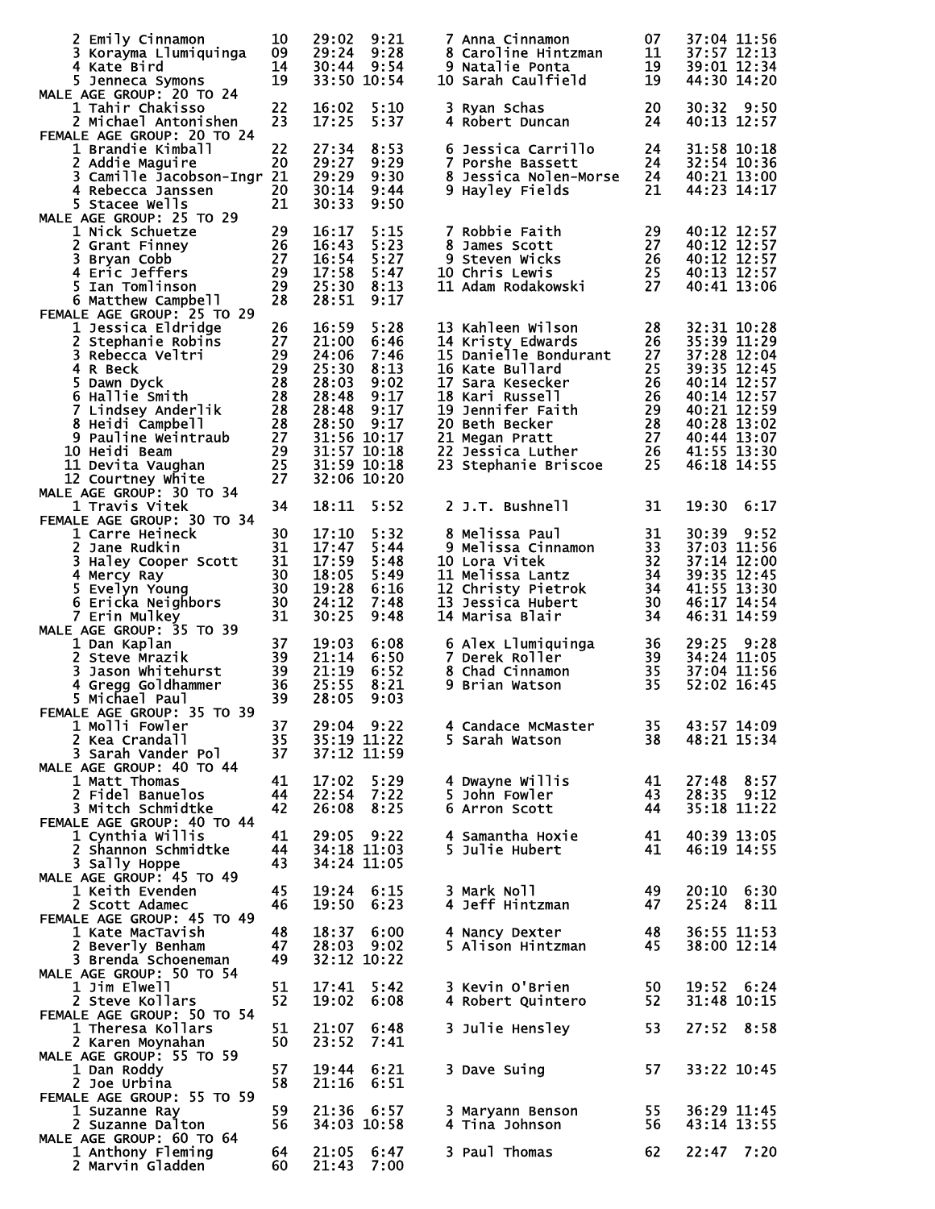```
   2 Emily Cinnamon         10    29:02  9:21      7 Anna Cinnamon          07    37:04 11:56
   3 Korayma Llumiquinga    09    29:24  9:28      8 Caroline Hintzman      11    37:57 12:13
   4 Kate Bird              14    30:44  9:54      9 Natalie Ponta          19    39:01 12:34
   5 Jenneca Symons         19    33:50 10:54     10 Sarah Caulfield        19    44:30 14:20
MALE AGE GROUP: 20 TO 24
   1 Tahir Chakisso         22    16:02  5:10      3 Ryan Schas             20    30:32  9:50
   2 Michael Antonishen     23    17:25  5:37      4 Robert Duncan          24    40:13 12:57
FEMALE AGE GROUP: 20 TO 24
   1 Brandie Kimball        22    27:34  8:53      6 Jessica Carrillo       24    31:58 10:18
   2 Addie Maguire          20    29:27  9:29      7 Porshe Bassett         24    32:54 10:36
   3 Camille Jacobson-Ingr  21    29:29  9:30      8 Jessica Nolen-Morse    24    40:21 13:00
   4 Rebecca Janssen        20    30:14  9:44      9 Hayley Fields          21    44:23 14:17
   5 Stacee Wells           21    30:33  9:50
MALE AGE GROUP: 25 TO 29
   1 Nick Schuetze          29    16:17  5:15      7 Robbie Faith           29    40:12 12:57
   2 Grant Finney           26    16:43  5:23      8 James Scott            27    40:12 12:57
   3 Bryan Cobb             27    16:54  5:27      9 Steven Wicks           26    40:12 12:57
   4 Eric Jeffers           29    17:58  5:47     10 Chris Lewis            25    40:13 12:57
   5 Ian Tomlinson          29    25:30  8:13     11 Adam Rodakowski        27    40:41 13:06
   6 Matthew Campbell       28    28:51  9:17
FEMALE AGE GROUP: 25 TO 29
   1 Jessica Eldridge       26    16:59  5:28     13 Kahleen Wilson         28    32:31 10:28
   2 Stephanie Robins       27    21:00  6:46     14 Kristy Edwards         26    35:39 11:29
   3 Rebecca Veltri         29    24:06  7:46     15 Danielle Bondurant     27    37:28 12:04
   4 R Beck                 29    25:30  8:13     16 Kate Bullard           25    39:35 12:45
   5 Dawn Dyck              28    28:03  9:02     17 Sara Kesecker          26    40:14 12:57
   6 Hallie Smith           28    28:48  9:17     18 Kari Russell           26    40:14 12:57
   7 Lindsey Anderlik       28    28:48  9:17     19 Jennifer Faith         29    40:21 12:59
   8 Heidi Campbell         28    28:50  9:17     20 Beth Becker            28    40:28 13:02
   9 Pauline Weintraub      27    31:56 10:17     21 Megan Pratt            27    40:44 13:07
  10 Heidi Beam             29    31:57 10:18     22 Jessica Luther         26    41:55 13:30
  11 Devita Vaughan         25    31:59 10:18     23 Stephanie Briscoe      25    46:18 14:55
  12 Courtney White         27    32:06 10:20
MALE AGE GROUP: 30 TO 34
   1 Travis Vitek           34    18:11  5:52      2 J.T. Bushnell          31    19:30  6:17
FEMALE AGE GROUP: 30 TO 34
   1 Carre Heineck          30    17:10  5:32      8 Melissa Paul           31    30:39  9:52
   2 Jane Rudkin            31    17:47  5:44      9 Melissa Cinnamon       33    37:03 11:56
   3 Haley Cooper Scott     31    17:59  5:48     10 Lora Vitek             32    37:14 12:00
   4 Mercy Ray              30    18:05  5:49     11 Melissa Lantz          34    39:35 12:45
   5 Evelyn Young           30    19:28  6:16     12 Christy Pietrok        34    41:55 13:30
   6 Ericka Neighbors       30    24:12  7:48     13 Jessica Hubert         30    46:17 14:54
   7 Erin Mulkey            31    30:25  9:48     14 Marisa Blair           34    46:31 14:59
MALE AGE GROUP: 35 TO 39
   1 Dan Kaplan             37    19:03  6:08      6 Alex Llumiquinga       36    29:25  9:28
   2 Steve Mrazik           39    21:14  6:50      7 Derek Roller           39    34:24 11:05
   3 Jason Whitehurst       39    21:19  6:52      8 Chad Cinnamon          35    37:04 11:56
   4 Gregg Goldhammer       36    25:55  8:21      9 Brian Watson           35    52:02 16:45
   5 Michael Paul           39    28:05  9:03
FEMALE AGE GROUP: 35 TO 39
   1 Molli Fowler           37    29:04  9:22      4 Candace McMaster       35    43:57 14:09
   2 Kea Crandall           35    35:19 11:22      5 Sarah Watson           38    48:21 15:34
   3 Sarah Vander Pol       37    37:12 11:59
MALE AGE GROUP: 40 TO 44
   1 Matt Thomas            41    17:02  5:29      4 Dwayne Willis          41    27:48  8:57
   2 Fidel Banuelos         44    22:54  7:22      5 John Fowler            43    28:35  9:12
   3 Mitch Schmidtke        42    26:08  8:25      6 Arron Scott            44    35:18 11:22
FEMALE AGE GROUP: 40 TO 44
   1 Cynthia Willis         41    29:05  9:22      4 Samantha Hoxie         41    40:39 13:05
   2 Shannon Schmidtke      44    34:18 11:03      5 Julie Hubert           41    46:19 14:55
   3 Sally Hoppe            43    34:24 11:05
MALE AGE GROUP: 45 TO 49
   1 Keith Evenden          45    19:24  6:15      3 Mark Noll              49    20:10  6:30
   2 Scott Adamec           46    19:50  6:23      4 Jeff Hintzman          47    25:24  8:11
FEMALE AGE GROUP: 45 TO 49
   1 Kate MacTavish         48    18:37  6:00      4 Nancy Dexter           48    36:55 11:53
   2 Beverly Benham         47    28:03  9:02      5 Alison Hintzman        45    38:00 12:14
   3 Brenda Schoeneman      49    32:12 10:22
MALE AGE GROUP: 50 TO 54
   1 Jim Elwell             51    17:41  5:42      3 Kevin O'Brien          50    19:52  6:24
   2 Steve Kollars          52    19:02  6:08      4 Robert Quintero        52    31:48 10:15
FEMALE AGE GROUP: 50 TO 54
   1 Theresa Kollars        51    21:07  6:48      3 Julie Hensley          53    27:52  8:58
   2 Karen Moynahan         50    23:52  7:41
MALE AGE GROUP: 55 TO 59
   1 Dan Roddy              57    19:44  6:21      3 Dave Suing             57    33:22 10:45
   2 Joe Urbina             58    21:16  6:51
FEMALE AGE GROUP: 55 TO 59
   1 Suzanne Ray            59    21:36  6:57      3 Maryann Benson         55    36:29 11:45
   2 Suzanne Dalton         56    34:03 10:58      4 Tina Johnson           56    43:14 13:55
MALE AGE GROUP: 60 TO 64
   1 Anthony Fleming        64    21:05  6:47      3 Paul Thomas            62    22:47  7:20
   2 Marvin Gladden         60    21:43  7:00
```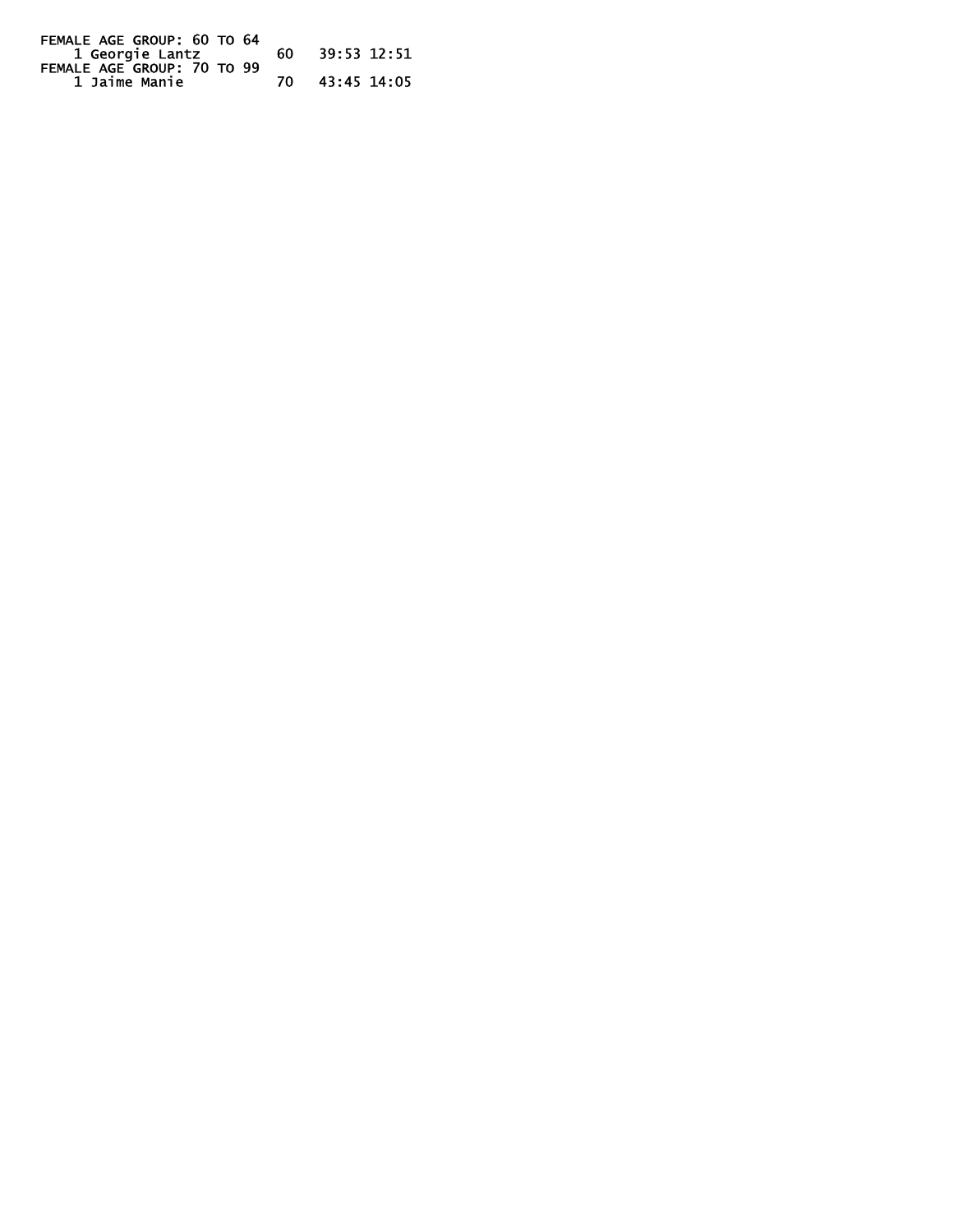```
FEMALE AGE GROUP: 60 TO 64
    1 Georgie Lantz         60   39:53 12:51
FEMALE AGE GROUP: 70 TO 99
    1 Jaime Manie           70   43:45 14:05
```